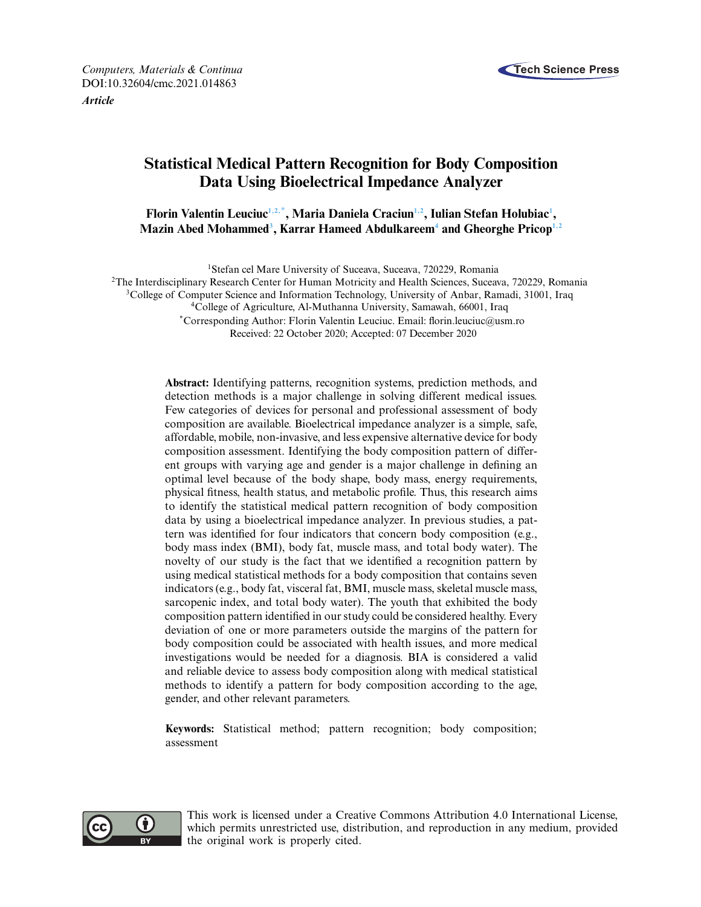*Computers, Materials & Continua*
DOI:10.32604/cmc.2021.014863
***Article***

# Statistical Medical Pattern Recognition for Body Composition Data Using Bioelectrical Impedance Analyzer

**Florin Valentin Leuciuc[1,2,*], Maria Daniela Craciun[1,2], Iulian Stefan Holubiac[1], Mazin Abed Mohammed[3], Karrar Hameed Abdulkareem[4] and Gheorghe Pricop[1,2]**

[1]Stefan cel Mare University of Suceava, Suceava, 720229, Romania
[2]The Interdisciplinary Research Center for Human Motricity and Health Sciences, Suceava, 720229, Romania
[3]College of Computer Science and Information Technology, University of Anbar, Ramadi, 31001, Iraq
[4]College of Agriculture, Al-Muthanna University, Samawah, 66001, Iraq
[*]Corresponding Author: Florin Valentin Leuciuc. Email: florin.leuciuc@usm.ro
Received: 22 October 2020; Accepted: 07 December 2020

**Abstract:** Identifying patterns, recognition systems, prediction methods, and detection methods is a major challenge in solving different medical issues. Few categories of devices for personal and professional assessment of body composition are available. Bioelectrical impedance analyzer is a simple, safe, affordable, mobile, non-invasive, and less expensive alternative device for body composition assessment. Identifying the body composition pattern of different groups with varying age and gender is a major challenge in defining an optimal level because of the body shape, body mass, energy requirements, physical fitness, health status, and metabolic profile. Thus, this research aims to identify the statistical medical pattern recognition of body composition data by using a bioelectrical impedance analyzer. In previous studies, a pattern was identified for four indicators that concern body composition (e.g., body mass index (BMI), body fat, muscle mass, and total body water). The novelty of our study is the fact that we identified a recognition pattern by using medical statistical methods for a body composition that contains seven indicators (e.g., body fat, visceral fat, BMI, muscle mass, skeletal muscle mass, sarcopenic index, and total body water). The youth that exhibited the body composition pattern identified in our study could be considered healthy. Every deviation of one or more parameters outside the margins of the pattern for body composition could be associated with health issues, and more medical investigations would be needed for a diagnosis. BIA is considered a valid and reliable device to assess body composition along with medical statistical methods to identify a pattern for body composition according to the age, gender, and other relevant parameters.

**Keywords:** Statistical method; pattern recognition; body composition; assessment

This work is licensed under a Creative Commons Attribution 4.0 International License, which permits unrestricted use, distribution, and reproduction in any medium, provided the original work is properly cited.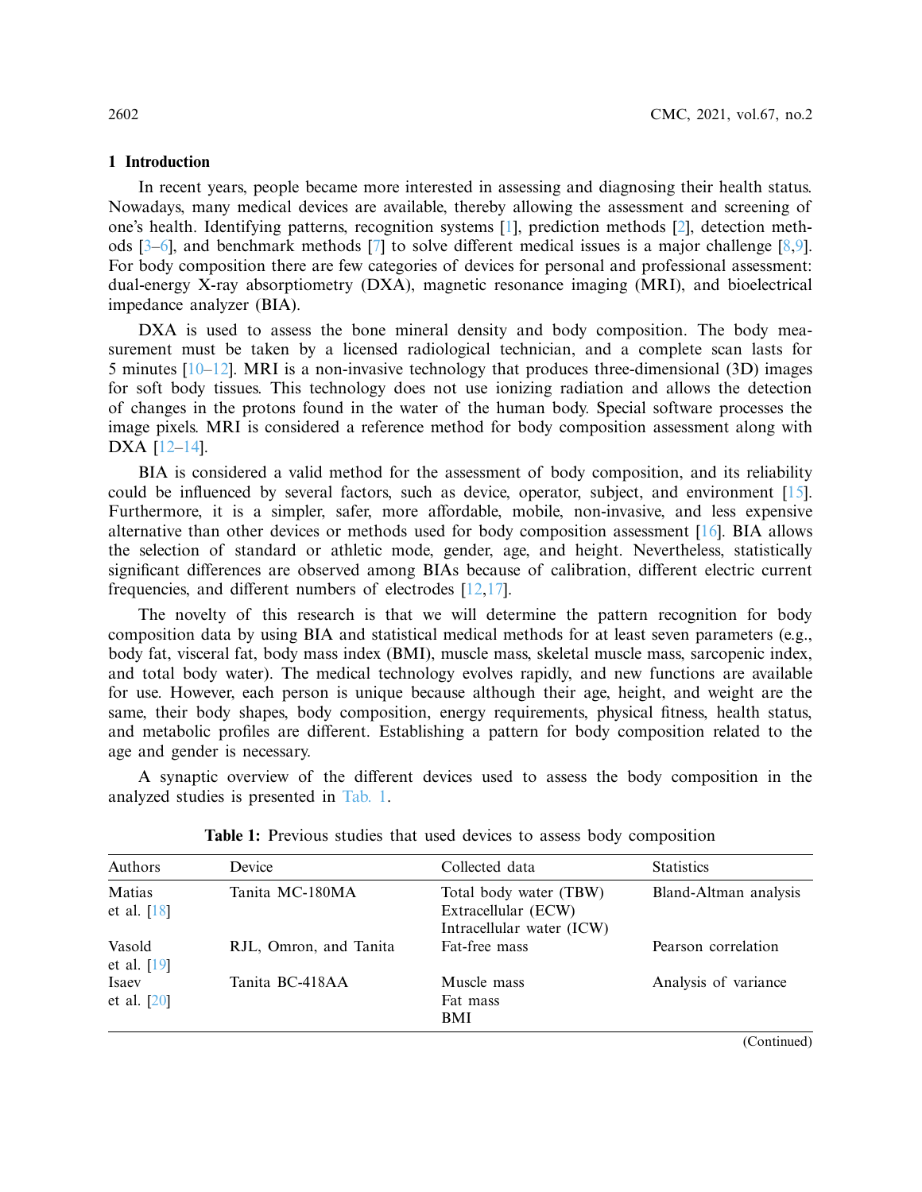## 1 Introduction

In recent years, people became more interested in assessing and diagnosing their health status. Nowadays, many medical devices are available, thereby allowing the assessment and screening of one's health. Identifying patterns, recognition systems [1], prediction methods [2], detection methods [3–6], and benchmark methods [7] to solve different medical issues is a major challenge [8,9]. For body composition there are few categories of devices for personal and professional assessment: dual-energy X-ray absorptiometry (DXA), magnetic resonance imaging (MRI), and bioelectrical impedance analyzer (BIA).

DXA is used to assess the bone mineral density and body composition. The body measurement must be taken by a licensed radiological technician, and a complete scan lasts for 5 minutes [10–12]. MRI is a non-invasive technology that produces three-dimensional (3D) images for soft body tissues. This technology does not use ionizing radiation and allows the detection of changes in the protons found in the water of the human body. Special software processes the image pixels. MRI is considered a reference method for body composition assessment along with DXA [12–14].

BIA is considered a valid method for the assessment of body composition, and its reliability could be influenced by several factors, such as device, operator, subject, and environment [15]. Furthermore, it is a simpler, safer, more affordable, mobile, non-invasive, and less expensive alternative than other devices or methods used for body composition assessment [16]. BIA allows the selection of standard or athletic mode, gender, age, and height. Nevertheless, statistically significant differences are observed among BIAs because of calibration, different electric current frequencies, and different numbers of electrodes [12,17].

The novelty of this research is that we will determine the pattern recognition for body composition data by using BIA and statistical medical methods for at least seven parameters (e.g., body fat, visceral fat, body mass index (BMI), muscle mass, skeletal muscle mass, sarcopenic index, and total body water). The medical technology evolves rapidly, and new functions are available for use. However, each person is unique because although their age, height, and weight are the same, their body shapes, body composition, energy requirements, physical fitness, health status, and metabolic profiles are different. Establishing a pattern for body composition related to the age and gender is necessary.

A synaptic overview of the different devices used to assess the body composition in the analyzed studies is presented in Tab. 1.

**Table 1:** Previous studies that used devices to assess body composition

| Authors | Device | Collected data | Statistics |
|---|---|---|---|
| Matias et al. [18] | Tanita MC-180MA | Total body water (TBW)<br>Extracellular (ECW)<br>Intracellular water (ICW) | Bland-Altman analysis |
| Vasold et al. [19] | RJL, Omron, and Tanita | Fat-free mass | Pearson correlation |
| Isaev et al. [20] | Tanita BC-418AA | Muscle mass<br>Fat mass<br>BMI | Analysis of variance |

(Continued)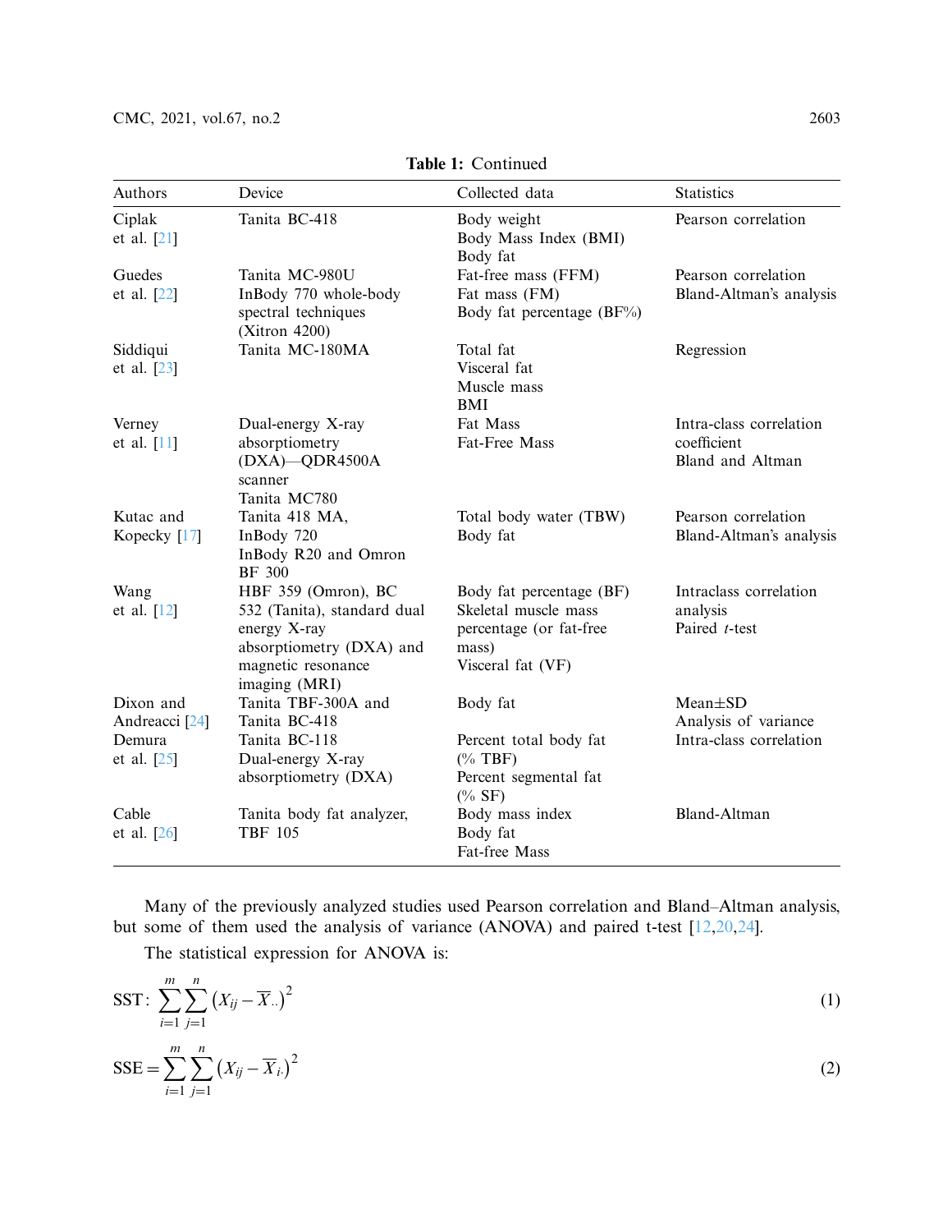**Table 1:** Continued

| Authors | Device | Collected data | Statistics |
|---|---|---|---|
| Ciplak et al. [21] | Tanita BC-418 | Body weight<br>Body Mass Index (BMI)<br>Body fat | Pearson correlation |
| Guedes et al. [22] | Tanita MC-980U<br>InBody 770 whole-body spectral techniques (Xitron 4200) | Fat-free mass (FFM)<br>Fat mass (FM)<br>Body fat percentage (BF%) | Pearson correlation<br>Bland-Altman's analysis |
| Siddiqui et al. [23] | Tanita MC-180MA | Total fat<br>Visceral fat<br>Muscle mass<br>BMI | Regression |
| Verney et al. [11] | Dual-energy X-ray absorptiometry (DXA)—QDR4500A scanner<br>Tanita MC780 | Fat Mass<br>Fat-Free Mass | Intra-class correlation coefficient<br>Bland and Altman |
| Kutac and Kopecky [17] | Tanita 418 MA,<br>InBody 720<br>InBody R20 and Omron BF 300 | Total body water (TBW)<br>Body fat | Pearson correlation<br>Bland-Altman's analysis |
| Wang et al. [12] | HBF 359 (Omron), BC 532 (Tanita), standard dual energy X-ray absorptiometry (DXA) and magnetic resonance imaging (MRI) | Body fat percentage (BF)<br>Skeletal muscle mass percentage (or fat-free mass)<br>Visceral fat (VF) | Intraclass correlation analysis<br>Paired *t*-test |
| Dixon and Andreacci [24] | Tanita TBF-300A and Tanita BC-418 | Body fat | Mean±SD<br>Analysis of variance |
| Demura et al. [25] | Tanita BC-118<br>Dual-energy X-ray absorptiometry (DXA) | Percent total body fat (% TBF)<br>Percent segmental fat (% SF) | Intra-class correlation |
| Cable et al. [26] | Tanita body fat analyzer, TBF 105 | Body mass index<br>Body fat<br>Fat-free Mass | Bland-Altman |

Many of the previously analyzed studies used Pearson correlation and Bland–Altman analysis, but some of them used the analysis of variance (ANOVA) and paired t-test [12,20,24].

The statistical expression for ANOVA is:

$$\text{SST}: \sum_{i=1}^{m}\sum_{j=1}^{n}\left(X_{ij}-\overline{X}_{..}\right)^2 \tag{1}$$

$$\text{SSE} = \sum_{i=1}^{m}\sum_{j=1}^{n}\left(X_{ij}-\overline{X}_{i\cdot}\right)^2 \tag{2}$$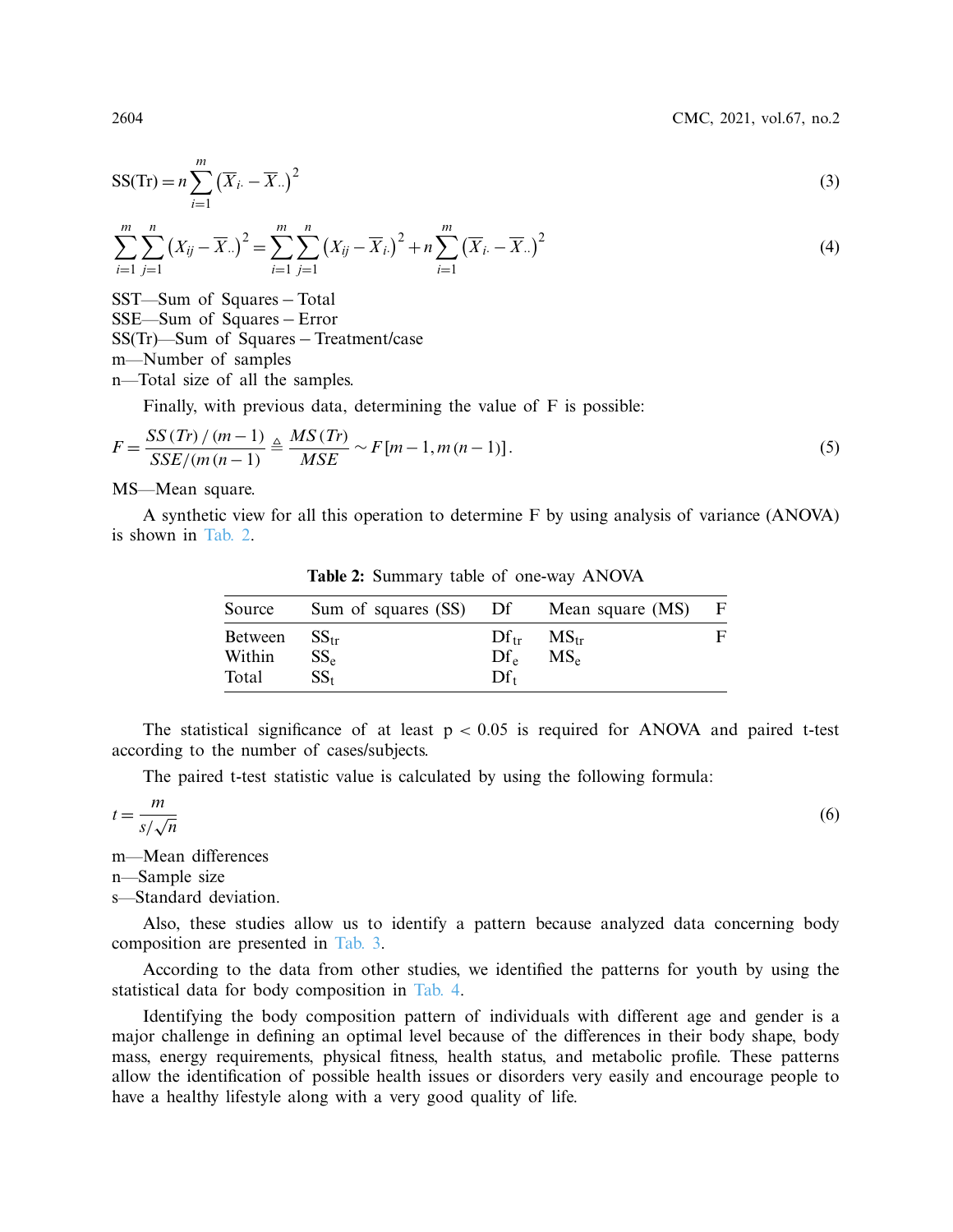$$\mathrm{SS(Tr)} = n\sum_{i=1}^{m}\left(\overline{X}_{i\cdot} - \overline{X}_{\cdot\cdot}\right)^2 \tag{3}$$

$$\sum_{i=1}^{m}\sum_{j=1}^{n}\left(X_{ij} - \overline{X}_{\cdot\cdot}\right)^2 = \sum_{i=1}^{m}\sum_{j=1}^{n}\left(X_{ij} - \overline{X}_{i\cdot}\right)^2 + n\sum_{i=1}^{m}\left(\overline{X}_{i\cdot} - \overline{X}_{\cdot\cdot}\right)^2 \tag{4}$$

SST—Sum of Squares – Total
SSE—Sum of Squares – Error
SS(Tr)—Sum of Squares – Treatment/case
m—Number of samples
n—Total size of all the samples.

Finally, with previous data, determining the value of F is possible:

$$F = \frac{SS\,(Tr)\,/\,(m-1)}{SSE/(m\,(n-1))} \triangleq \frac{MS\,(Tr)}{MSE} \sim F\,[m-1, m\,(n-1)]. \tag{5}$$

MS—Mean square.

A synthetic view for all this operation to determine F by using analysis of variance (ANOVA) is shown in Tab. 2.

**Table 2:** Summary table of one-way ANOVA

| Source | Sum of squares (SS) | Df | Mean square (MS) | F |
|---|---|---|---|---|
| Between | $SS_{tr}$ | $Df_{tr}$ | $MS_{tr}$ | F |
| Within | $SS_{e}$ | $Df_{e}$ | $MS_{e}$ | |
| Total | $SS_{t}$ | $Df_{t}$ | | |

The statistical significance of at least $p < 0.05$ is required for ANOVA and paired t-test according to the number of cases/subjects.

The paired t-test statistic value is calculated by using the following formula:

$$t = \frac{m}{s/\sqrt{n}} \tag{6}$$

m—Mean differences
n—Sample size
s—Standard deviation.

Also, these studies allow us to identify a pattern because analyzed data concerning body composition are presented in Tab. 3.

According to the data from other studies, we identified the patterns for youth by using the statistical data for body composition in Tab. 4.

Identifying the body composition pattern of individuals with different age and gender is a major challenge in defining an optimal level because of the differences in their body shape, body mass, energy requirements, physical fitness, health status, and metabolic profile. These patterns allow the identification of possible health issues or disorders very easily and encourage people to have a healthy lifestyle along with a very good quality of life.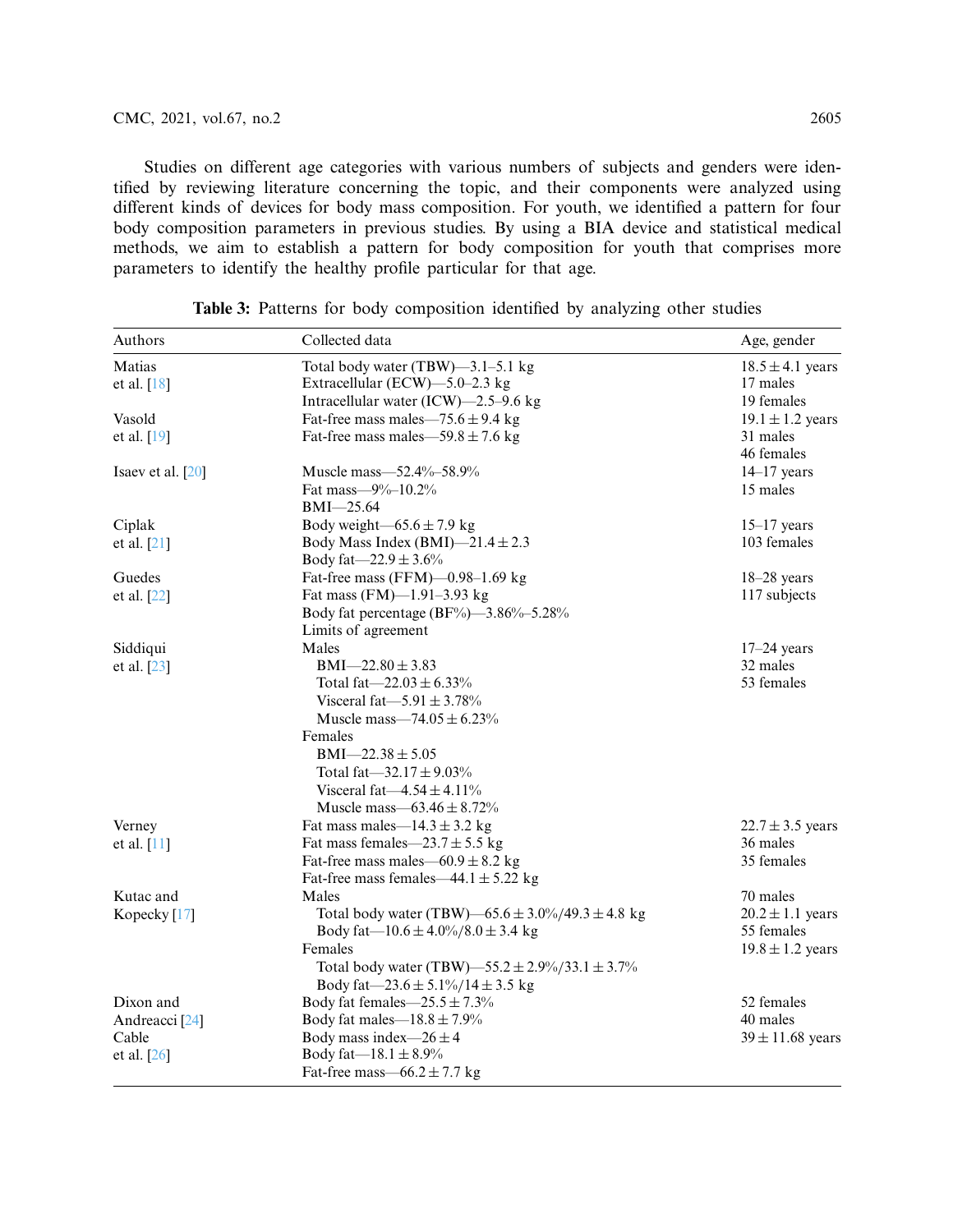Studies on different age categories with various numbers of subjects and genders were identified by reviewing literature concerning the topic, and their components were analyzed using different kinds of devices for body mass composition. For youth, we identified a pattern for four body composition parameters in previous studies. By using a BIA device and statistical medical methods, we aim to establish a pattern for body composition for youth that comprises more parameters to identify the healthy profile particular for that age.

**Table 3:** Patterns for body composition identified by analyzing other studies

| Authors | Collected data | Age, gender |
|---|---|---|
| Matias et al. [18] | Total body water (TBW)—3.1–5.1 kg<br>Extracellular (ECW)—5.0–2.3 kg<br>Intracellular water (ICW)—2.5–9.6 kg | $18.5 \pm 4.1$ years<br>17 males<br>19 females |
| Vasold et al. [19] | Fat-free mass males—$75.6 \pm 9.4$ kg<br>Fat-free mass males—$59.8 \pm 7.6$ kg | $19.1 \pm 1.2$ years<br>31 males<br>46 females |
| Isaev et al. [20] | Muscle mass—52.4%–58.9%<br>Fat mass—9%–10.2%<br>BMI—25.64 | 14–17 years<br>15 males |
| Ciplak et al. [21] | Body weight—$65.6 \pm 7.9$ kg<br>Body Mass Index (BMI)—$21.4 \pm 2.3$<br>Body fat—$22.9 \pm 3.6$% | 15–17 years<br>103 females |
| Guedes et al. [22] | Fat-free mass (FFM)—0.98–1.69 kg<br>Fat mass (FM)—1.91–3.93 kg<br>Body fat percentage (BF%)—3.86%–5.28%<br>Limits of agreement | 18–28 years<br>117 subjects |
| Siddiqui et al. [23] | Males<br>BMI—$22.80 \pm 3.83$<br>Total fat—$22.03 \pm 6.33$%<br>Visceral fat—$5.91 \pm 3.78$%<br>Muscle mass—$74.05 \pm 6.23$%<br>Females<br>BMI—$22.38 \pm 5.05$<br>Total fat—$32.17 \pm 9.03$%<br>Visceral fat—$4.54 \pm 4.11$%<br>Muscle mass—$63.46 \pm 8.72$% | 17–24 years<br>32 males<br>53 females |
| Verney et al. [11] | Fat mass males—$14.3 \pm 3.2$ kg<br>Fat mass females—$23.7 \pm 5.5$ kg<br>Fat-free mass males—$60.9 \pm 8.2$ kg<br>Fat-free mass females—$44.1 \pm 5.22$ kg | $22.7 \pm 3.5$ years<br>36 males<br>35 females |
| Kutac and Kopecky [17] | Males<br>Total body water (TBW)—$65.6 \pm 3.0$%/$49.3 \pm 4.8$ kg<br>Body fat—$10.6 \pm 4.0$%/$8.0 \pm 3.4$ kg<br>Females<br>Total body water (TBW)—$55.2 \pm 2.9$%/$33.1 \pm 3.7$%<br>Body fat—$23.6 \pm 5.1$%/$14 \pm 3.5$ kg | 70 males<br>$20.2 \pm 1.1$ years<br>55 females<br>$19.8 \pm 1.2$ years |
| Dixon and Andreacci [24] | Body fat females—$25.5 \pm 7.3$%<br>Body fat males—$18.8 \pm 7.9$% | 52 females<br>40 males |
| Cable et al. [26] | Body mass index—$26 \pm 4$<br>Body fat—$18.1 \pm 8.9$%<br>Fat-free mass—$66.2 \pm 7.7$ kg | $39 \pm 11.68$ years |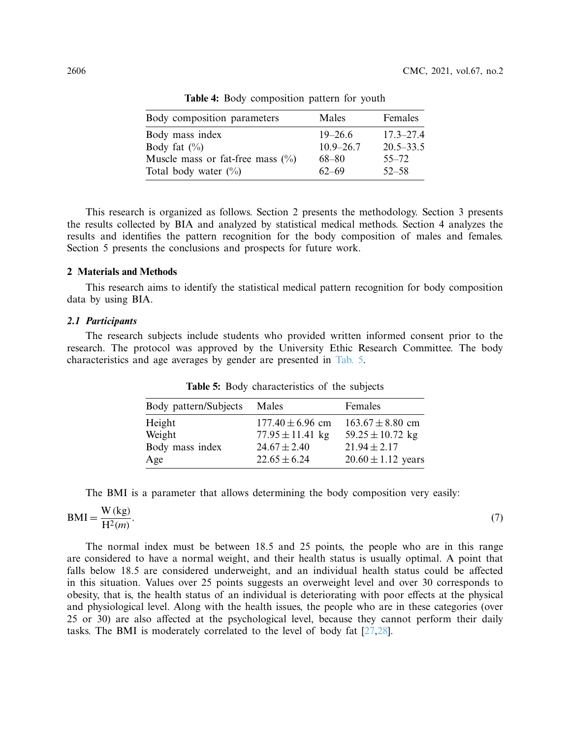**Table 4:** Body composition pattern for youth

| Body composition parameters | Males | Females |
|---|---|---|
| Body mass index | 19–26.6 | 17.3–27.4 |
| Body fat (%) | 10.9–26.7 | 20.5–33.5 |
| Muscle mass or fat-free mass (%) | 68–80 | 55–72 |
| Total body water (%) | 62–69 | 52–58 |

This research is organized as follows. Section 2 presents the methodology. Section 3 presents the results collected by BIA and analyzed by statistical medical methods. Section 4 analyzes the results and identifies the pattern recognition for the body composition of males and females. Section 5 presents the conclusions and prospects for future work.

## 2 Materials and Methods

This research aims to identify the statistical medical pattern recognition for body composition data by using BIA.

### *2.1 Participants*

The research subjects include students who provided written informed consent prior to the research. The protocol was approved by the University Ethic Research Committee. The body characteristics and age averages by gender are presented in Tab. 5.

**Table 5:** Body characteristics of the subjects

| Body pattern/Subjects | Males | Females |
|---|---|---|
| Height | $177.40 \pm 6.96$ cm | $163.67 \pm 8.80$ cm |
| Weight | $77.95 \pm 11.41$ kg | $59.25 \pm 10.72$ kg |
| Body mass index | $24.67 \pm 2.40$ | $21.94 \pm 2.17$ |
| Age | $22.65 \pm 6.24$ | $20.60 \pm 1.12$ years |

The BMI is a parameter that allows determining the body composition very easily:

$$\mathrm{BMI} = \frac{\mathrm{W}\,(\mathrm{kg})}{\mathrm{H}^2(m)}. \tag{7}$$

The normal index must be between 18.5 and 25 points, the people who are in this range are considered to have a normal weight, and their health status is usually optimal. A point that falls below 18.5 are considered underweight, and an individual health status could be affected in this situation. Values over 25 points suggests an overweight level and over 30 corresponds to obesity, that is, the health status of an individual is deteriorating with poor effects at the physical and physiological level. Along with the health issues, the people who are in these categories (over 25 or 30) are also affected at the psychological level, because they cannot perform their daily tasks. The BMI is moderately correlated to the level of body fat [27,28].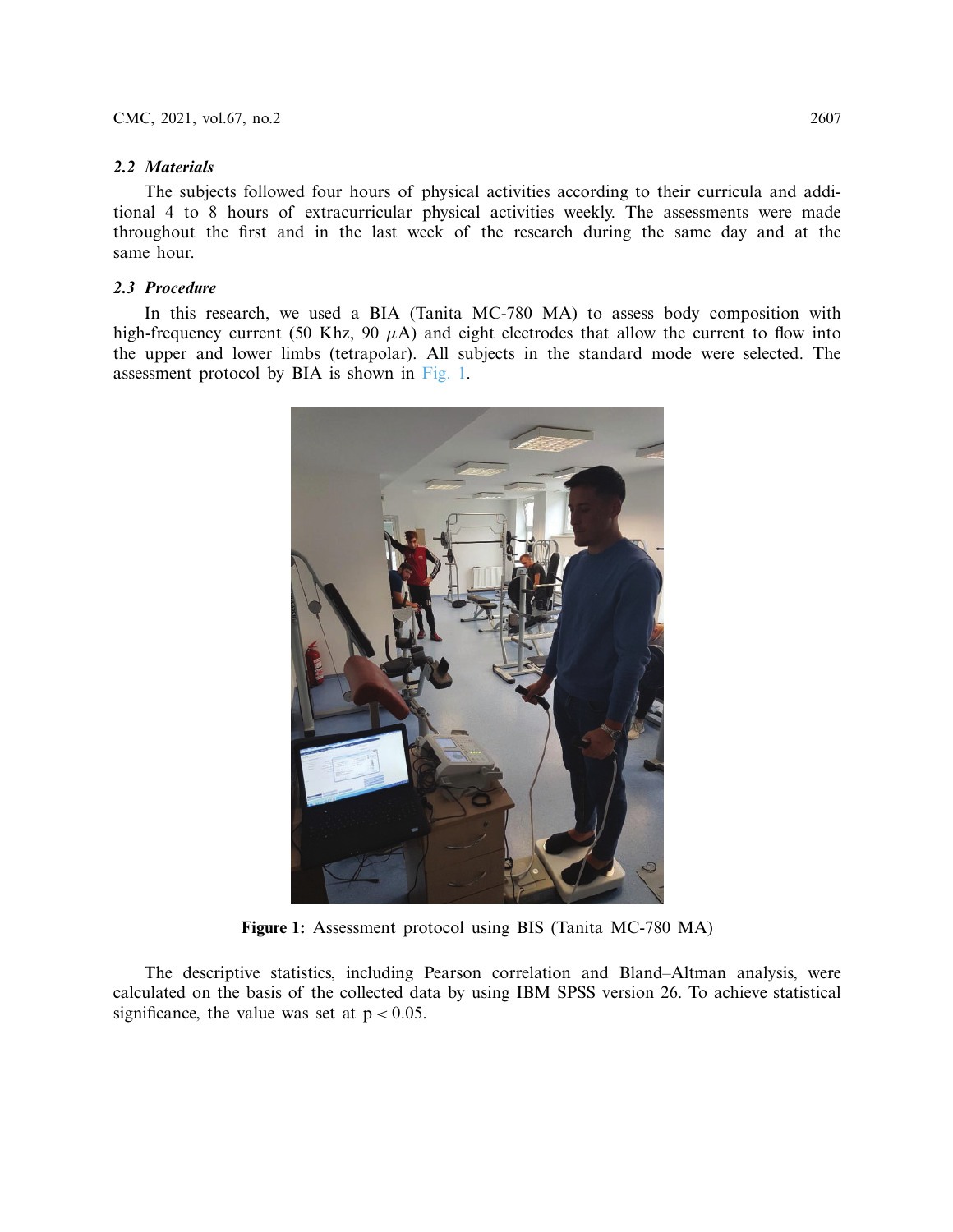### 2.2 Materials

The subjects followed four hours of physical activities according to their curricula and additional 4 to 8 hours of extracurricular physical activities weekly. The assessments were made throughout the first and in the last week of the research during the same day and at the same hour.

### 2.3 Procedure

In this research, we used a BIA (Tanita MC-780 MA) to assess body composition with high-frequency current (50 Khz, 90 $\mu$A) and eight electrodes that allow the current to flow into the upper and lower limbs (tetrapolar). All subjects in the standard mode were selected. The assessment protocol by BIA is shown in Fig. 1.

**Figure 1:** Assessment protocol using BIS (Tanita MC-780 MA)

The descriptive statistics, including Pearson correlation and Bland–Altman analysis, were calculated on the basis of the collected data by using IBM SPSS version 26. To achieve statistical significance, the value was set at $p < 0.05$.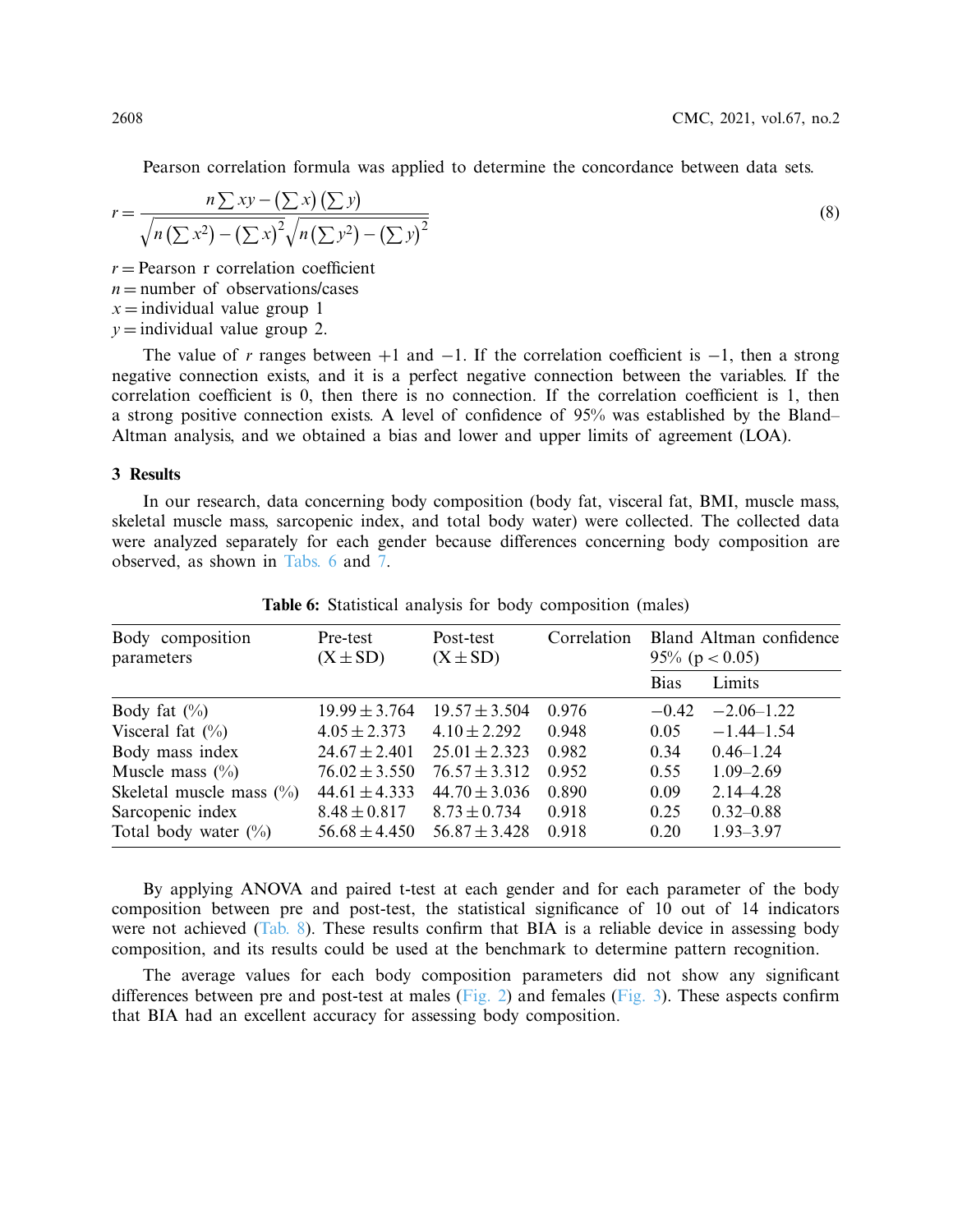Pearson correlation formula was applied to determine the concordance between data sets.

$$r = \frac{n \sum xy - \left(\sum x\right)\left(\sum y\right)}{\sqrt{n\left(\sum x^2\right) - \left(\sum x\right)^2}\sqrt{n\left(\sum y^2\right) - \left(\sum y\right)^2}} \tag{8}$$

$r$ = Pearson r correlation coefficient
$n$ = number of observations/cases
$x$ = individual value group 1
$y$ = individual value group 2.

The value of $r$ ranges between +1 and −1. If the correlation coefficient is −1, then a strong negative connection exists, and it is a perfect negative connection between the variables. If the correlation coefficient is 0, then there is no connection. If the correlation coefficient is 1, then a strong positive connection exists. A level of confidence of 95% was established by the Bland–Altman analysis, and we obtained a bias and lower and upper limits of agreement (LOA).

## 3 Results

In our research, data concerning body composition (body fat, visceral fat, BMI, muscle mass, skeletal muscle mass, sarcopenic index, and total body water) were collected. The collected data were analyzed separately for each gender because differences concerning body composition are observed, as shown in Tabs. 6 and 7.

**Table 6:** Statistical analysis for body composition (males)

| Body composition parameters | Pre-test (X ± SD) | Post-test (X ± SD) | Correlation | Bland Altman confidence 95% ($p < 0.05$) | |
|---|---|---|---|---|---|
| | | | | Bias | Limits |
| Body fat (%) | 19.99 ± 3.764 | 19.57 ± 3.504 | 0.976 | −0.42 | −2.06–1.22 |
| Visceral fat (%) | 4.05 ± 2.373 | 4.10 ± 2.292 | 0.948 | 0.05 | −1.44–1.54 |
| Body mass index | 24.67 ± 2.401 | 25.01 ± 2.323 | 0.982 | 0.34 | 0.46–1.24 |
| Muscle mass (%) | 76.02 ± 3.550 | 76.57 ± 3.312 | 0.952 | 0.55 | 1.09–2.69 |
| Skeletal muscle mass (%) | 44.61 ± 4.333 | 44.70 ± 3.036 | 0.890 | 0.09 | 2.14–4.28 |
| Sarcopenic index | 8.48 ± 0.817 | 8.73 ± 0.734 | 0.918 | 0.25 | 0.32–0.88 |
| Total body water (%) | 56.68 ± 4.450 | 56.87 ± 3.428 | 0.918 | 0.20 | 1.93–3.97 |

By applying ANOVA and paired t-test at each gender and for each parameter of the body composition between pre and post-test, the statistical significance of 10 out of 14 indicators were not achieved (Tab. 8). These results confirm that BIA is a reliable device in assessing body composition, and its results could be used at the benchmark to determine pattern recognition.

The average values for each body composition parameters did not show any significant differences between pre and post-test at males (Fig. 2) and females (Fig. 3). These aspects confirm that BIA had an excellent accuracy for assessing body composition.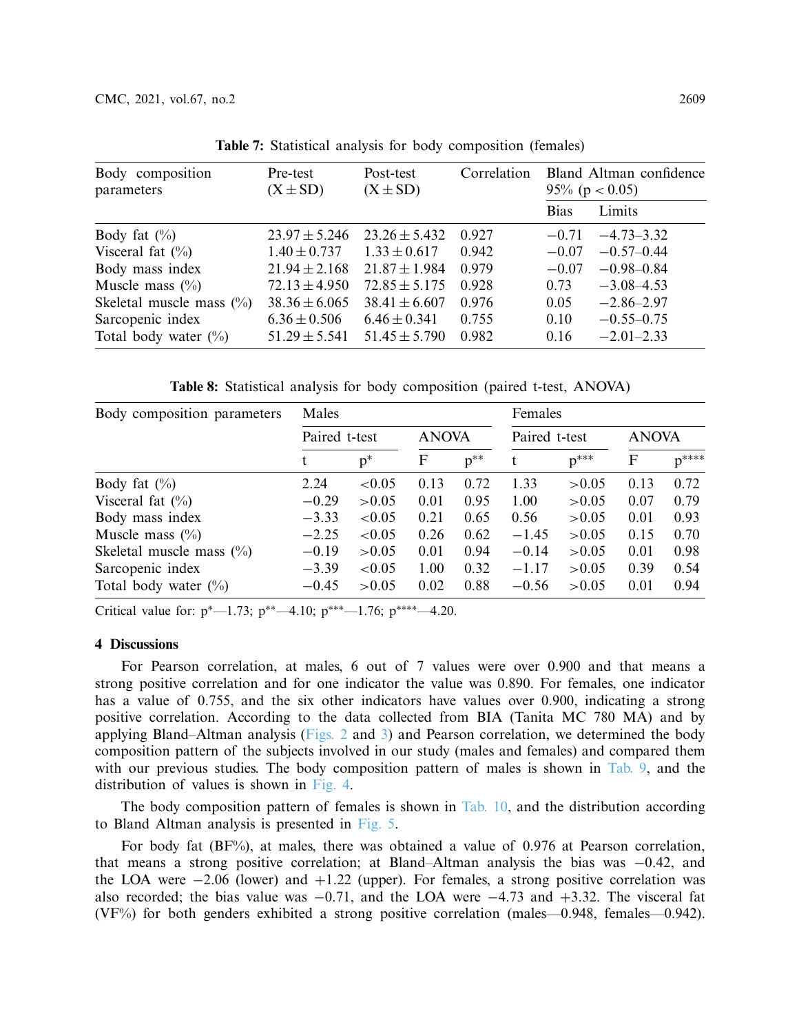**Table 7:** Statistical analysis for body composition (females)

| Body composition parameters | Pre-test ($X \pm SD$) | Post-test ($X \pm SD$) | Correlation | Bland Altman confidence 95% ($p < 0.05$) | |
|---|---|---|---|---|---|
| | | | | Bias | Limits |
| Body fat (%) | 23.97 ± 5.246 | 23.26 ± 5.432 | 0.927 | −0.71 | −4.73–3.32 |
| Visceral fat (%) | 1.40 ± 0.737 | 1.33 ± 0.617 | 0.942 | −0.07 | −0.57–0.44 |
| Body mass index | 21.94 ± 2.168 | 21.87 ± 1.984 | 0.979 | −0.07 | −0.98–0.84 |
| Muscle mass (%) | 72.13 ± 4.950 | 72.85 ± 5.175 | 0.928 | 0.73 | −3.08–4.53 |
| Skeletal muscle mass (%) | 38.36 ± 6.065 | 38.41 ± 6.607 | 0.976 | 0.05 | −2.86–2.97 |
| Sarcopenic index | 6.36 ± 0.506 | 6.46 ± 0.341 | 0.755 | 0.10 | −0.55–0.75 |
| Total body water (%) | 51.29 ± 5.541 | 51.45 ± 5.790 | 0.982 | 0.16 | −2.01–2.33 |

**Table 8:** Statistical analysis for body composition (paired t-test, ANOVA)

| Body composition parameters | Males | | | | Females | | | |
|---|---|---|---|---|---|---|---|---|
| | Paired t-test | | ANOVA | | Paired t-test | | ANOVA | |
| | t | p* | F | p** | t | p*** | F | p**** |
| Body fat (%) | 2.24 | <0.05 | 0.13 | 0.72 | 1.33 | >0.05 | 0.13 | 0.72 |
| Visceral fat (%) | −0.29 | >0.05 | 0.01 | 0.95 | 1.00 | >0.05 | 0.07 | 0.79 |
| Body mass index | −3.33 | <0.05 | 0.21 | 0.65 | 0.56 | >0.05 | 0.01 | 0.93 |
| Muscle mass (%) | −2.25 | <0.05 | 0.26 | 0.62 | −1.45 | >0.05 | 0.15 | 0.70 |
| Skeletal muscle mass (%) | −0.19 | >0.05 | 0.01 | 0.94 | −0.14 | >0.05 | 0.01 | 0.98 |
| Sarcopenic index | −3.39 | <0.05 | 1.00 | 0.32 | −1.17 | >0.05 | 0.39 | 0.54 |
| Total body water (%) | −0.45 | >0.05 | 0.02 | 0.88 | −0.56 | >0.05 | 0.01 | 0.94 |

Critical value for: p*—1.73; p**—4.10; p***—1.76; p****—4.20.

## 4 Discussions

For Pearson correlation, at males, 6 out of 7 values were over 0.900 and that means a strong positive correlation and for one indicator the value was 0.890. For females, one indicator has a value of 0.755, and the six other indicators have values over 0.900, indicating a strong positive correlation. According to the data collected from BIA (Tanita MC 780 MA) and by applying Bland–Altman analysis (Figs. 2 and 3) and Pearson correlation, we determined the body composition pattern of the subjects involved in our study (males and females) and compared them with our previous studies. The body composition pattern of males is shown in Tab. 9, and the distribution of values is shown in Fig. 4.

The body composition pattern of females is shown in Tab. 10, and the distribution according to Bland Altman analysis is presented in Fig. 5.

For body fat (BF%), at males, there was obtained a value of 0.976 at Pearson correlation, that means a strong positive correlation; at Bland–Altman analysis the bias was −0.42, and the LOA were −2.06 (lower) and +1.22 (upper). For females, a strong positive correlation was also recorded; the bias value was −0.71, and the LOA were −4.73 and +3.32. The visceral fat (VF%) for both genders exhibited a strong positive correlation (males—0.948, females—0.942).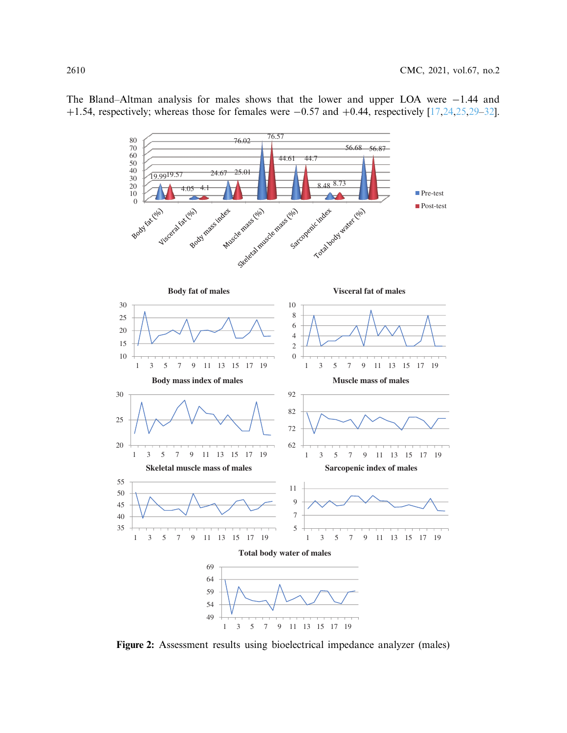The Bland–Altman analysis for males shows that the lower and upper LOA were −1.44 and +1.54, respectively; whereas those for females were −0.57 and +0.44, respectively [17,24,25,29–32].

**Figure 2:** Assessment results using bioelectrical impedance analyzer (males)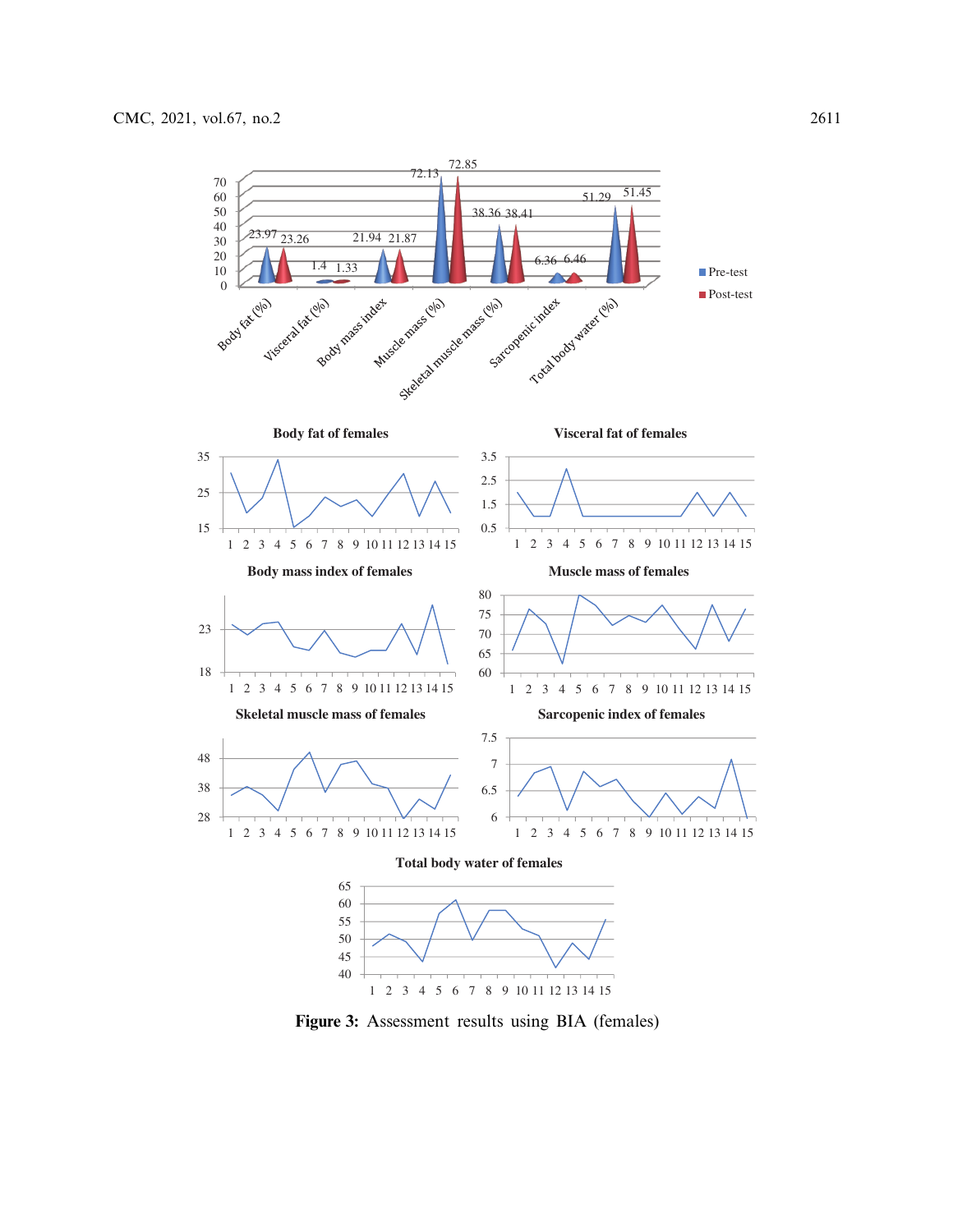Figure 3: Assessment results using BIA (females)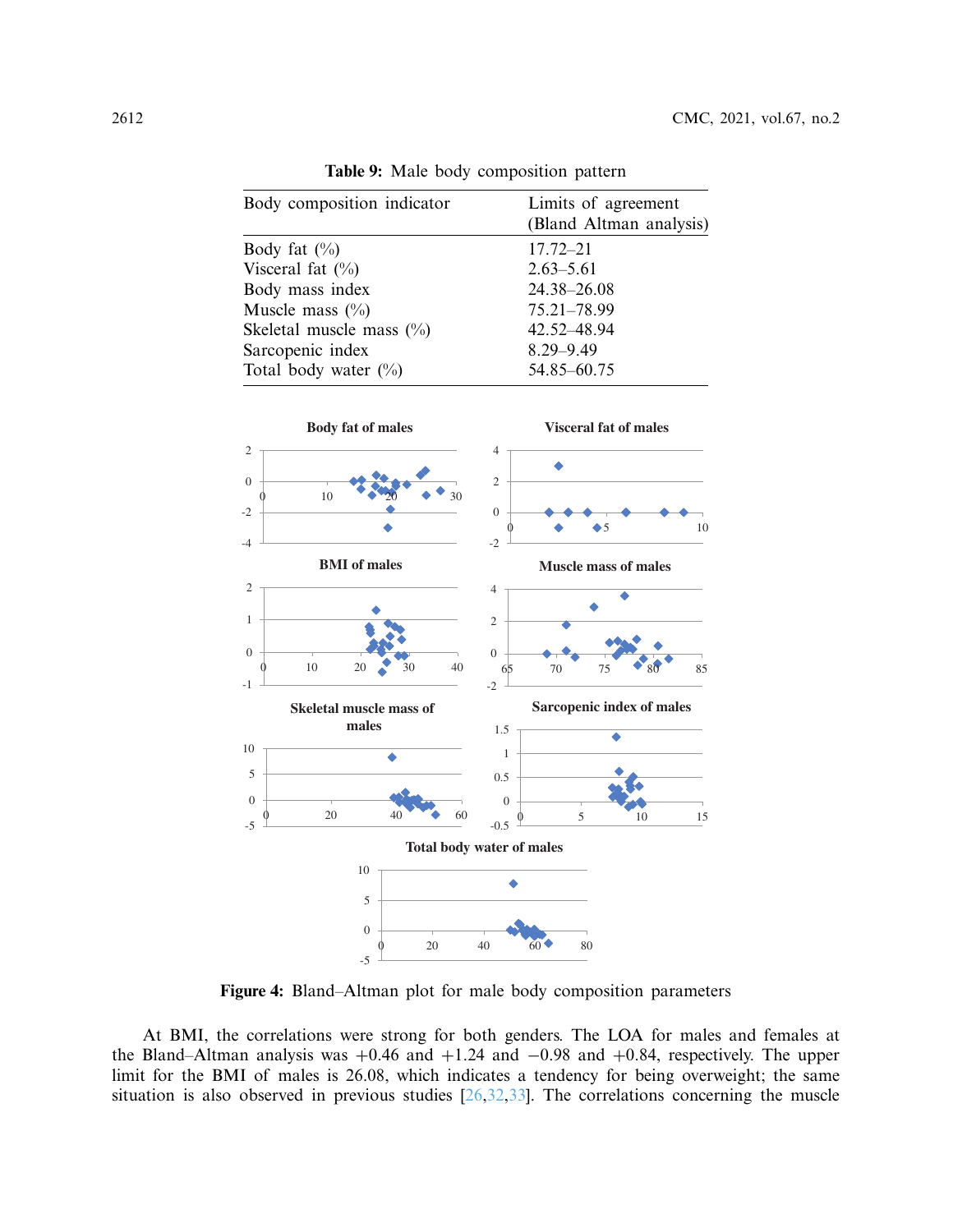**Table 9:** Male body composition pattern

| Body composition indicator | Limits of agreement (Bland Altman analysis) |
|---|---|
| Body fat (%) | 17.72–21 |
| Visceral fat (%) | 2.63–5.61 |
| Body mass index | 24.38–26.08 |
| Muscle mass (%) | 75.21–78.99 |
| Skeletal muscle mass (%) | 42.52–48.94 |
| Sarcopenic index | 8.29–9.49 |
| Total body water (%) | 54.85–60.75 |

**Figure 4:** Bland–Altman plot for male body composition parameters

At BMI, the correlations were strong for both genders. The LOA for males and females at the Bland–Altman analysis was +0.46 and +1.24 and −0.98 and +0.84, respectively. The upper limit for the BMI of males is 26.08, which indicates a tendency for being overweight; the same situation is also observed in previous studies [26,32,33]. The correlations concerning the muscle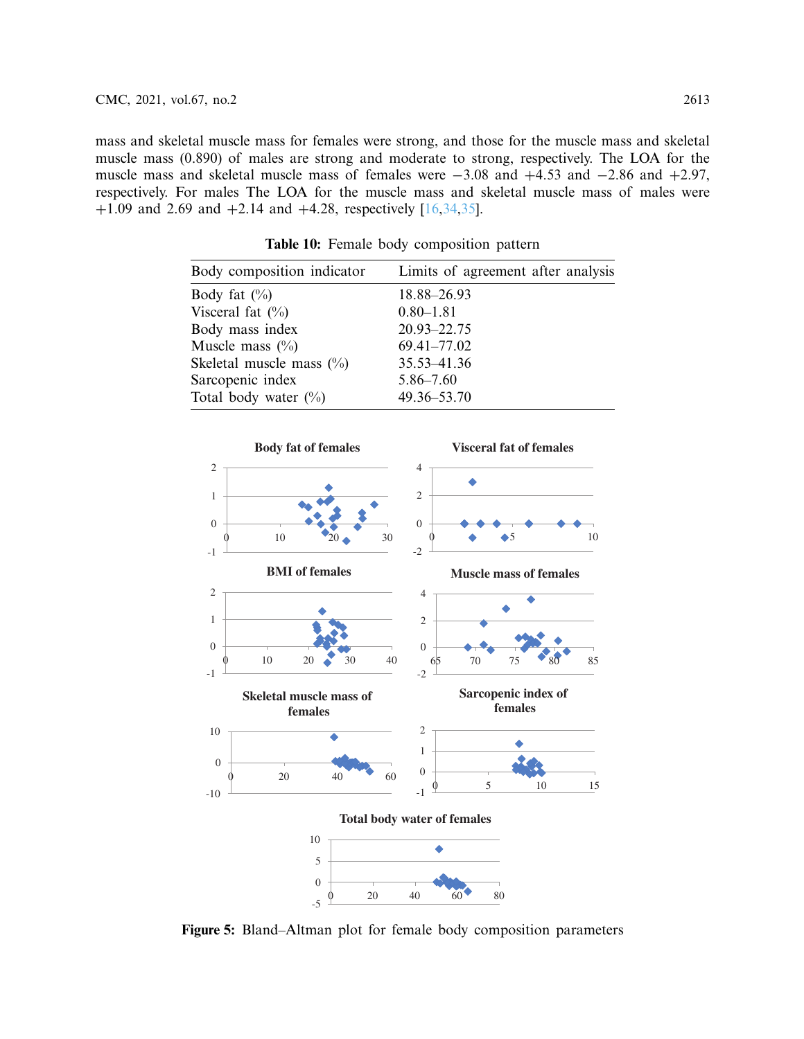mass and skeletal muscle mass for females were strong, and those for the muscle mass and skeletal muscle mass (0.890) of males are strong and moderate to strong, respectively. The LOA for the muscle mass and skeletal muscle mass of females were −3.08 and +4.53 and −2.86 and +2.97, respectively. For males The LOA for the muscle mass and skeletal muscle mass of males were +1.09 and 2.69 and +2.14 and +4.28, respectively [16,34,35].

**Table 10:** Female body composition pattern

| Body composition indicator | Limits of agreement after analysis |
|---|---|
| Body fat (%) | 18.88–26.93 |
| Visceral fat (%) | 0.80–1.81 |
| Body mass index | 20.93–22.75 |
| Muscle mass (%) | 69.41–77.02 |
| Skeletal muscle mass (%) | 35.53–41.36 |
| Sarcopenic index | 5.86–7.60 |
| Total body water (%) | 49.36–53.70 |

**Figure 5:** Bland–Altman plot for female body composition parameters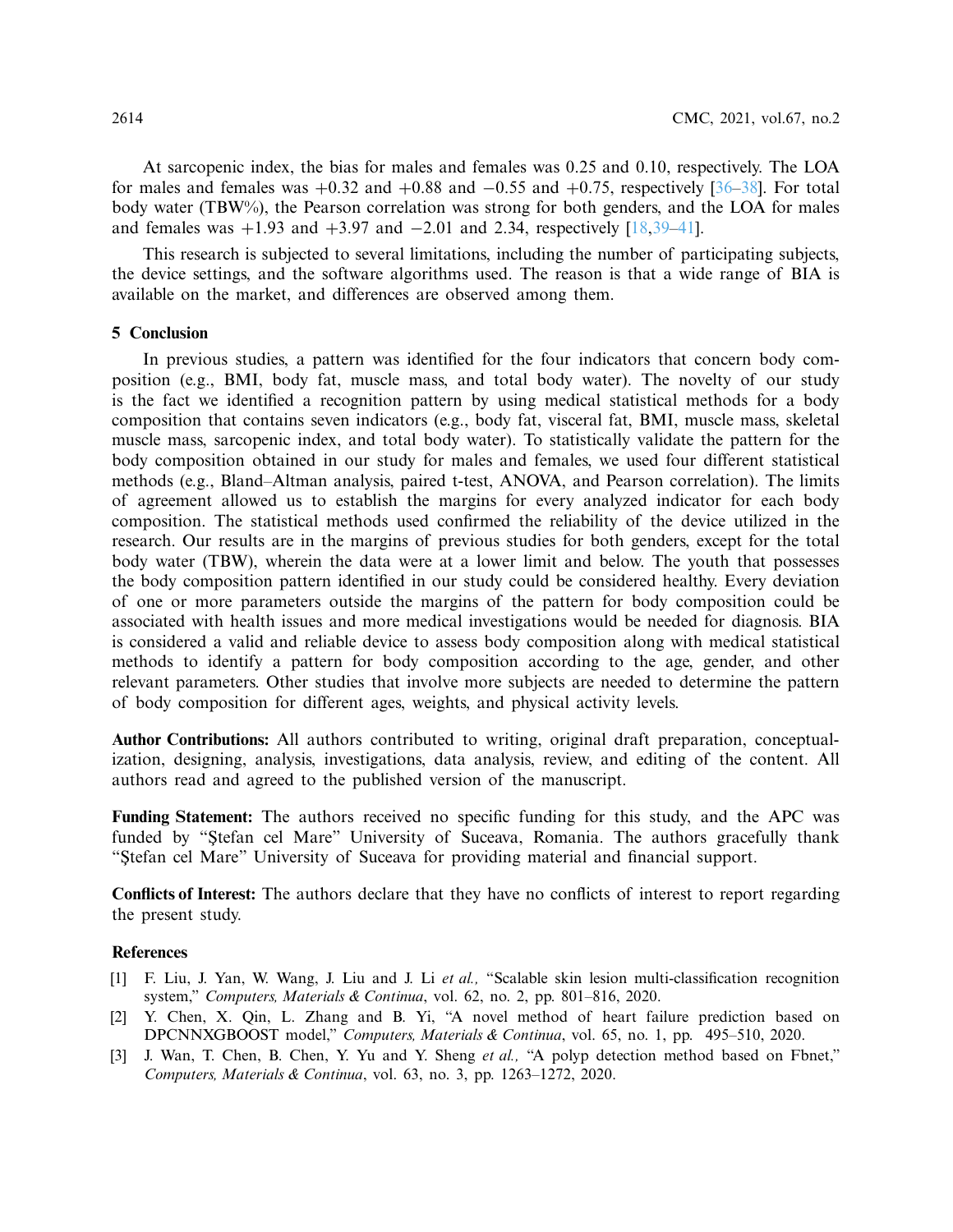At sarcopenic index, the bias for males and females was 0.25 and 0.10, respectively. The LOA for males and females was +0.32 and +0.88 and −0.55 and +0.75, respectively [36–38]. For total body water (TBW%), the Pearson correlation was strong for both genders, and the LOA for males and females was +1.93 and +3.97 and −2.01 and 2.34, respectively [18,39–41].

This research is subjected to several limitations, including the number of participating subjects, the device settings, and the software algorithms used. The reason is that a wide range of BIA is available on the market, and differences are observed among them.

## 5 Conclusion

In previous studies, a pattern was identified for the four indicators that concern body composition (e.g., BMI, body fat, muscle mass, and total body water). The novelty of our study is the fact we identified a recognition pattern by using medical statistical methods for a body composition that contains seven indicators (e.g., body fat, visceral fat, BMI, muscle mass, skeletal muscle mass, sarcopenic index, and total body water). To statistically validate the pattern for the body composition obtained in our study for males and females, we used four different statistical methods (e.g., Bland–Altman analysis, paired t-test, ANOVA, and Pearson correlation). The limits of agreement allowed us to establish the margins for every analyzed indicator for each body composition. The statistical methods used confirmed the reliability of the device utilized in the research. Our results are in the margins of previous studies for both genders, except for the total body water (TBW), wherein the data were at a lower limit and below. The youth that possesses the body composition pattern identified in our study could be considered healthy. Every deviation of one or more parameters outside the margins of the pattern for body composition could be associated with health issues and more medical investigations would be needed for diagnosis. BIA is considered a valid and reliable device to assess body composition along with medical statistical methods to identify a pattern for body composition according to the age, gender, and other relevant parameters. Other studies that involve more subjects are needed to determine the pattern of body composition for different ages, weights, and physical activity levels.

**Author Contributions:** All authors contributed to writing, original draft preparation, conceptualization, designing, analysis, investigations, data analysis, review, and editing of the content. All authors read and agreed to the published version of the manuscript.

**Funding Statement:** The authors received no specific funding for this study, and the APC was funded by "Ştefan cel Mare" University of Suceava, Romania. The authors gracefully thank "Ştefan cel Mare" University of Suceava for providing material and financial support.

**Conflicts of Interest:** The authors declare that they have no conflicts of interest to report regarding the present study.

## References

[1] F. Liu, J. Yan, W. Wang, J. Liu and J. Li *et al.,* "Scalable skin lesion multi-classification recognition system," *Computers, Materials & Continua*, vol. 62, no. 2, pp. 801–816, 2020.

[2] Y. Chen, X. Qin, L. Zhang and B. Yi, "A novel method of heart failure prediction based on DPCNNXGBOOST model," *Computers, Materials & Continua*, vol. 65, no. 1, pp. 495–510, 2020.

[3] J. Wan, T. Chen, B. Chen, Y. Yu and Y. Sheng *et al.,* "A polyp detection method based on Fbnet," *Computers, Materials & Continua*, vol. 63, no. 3, pp. 1263–1272, 2020.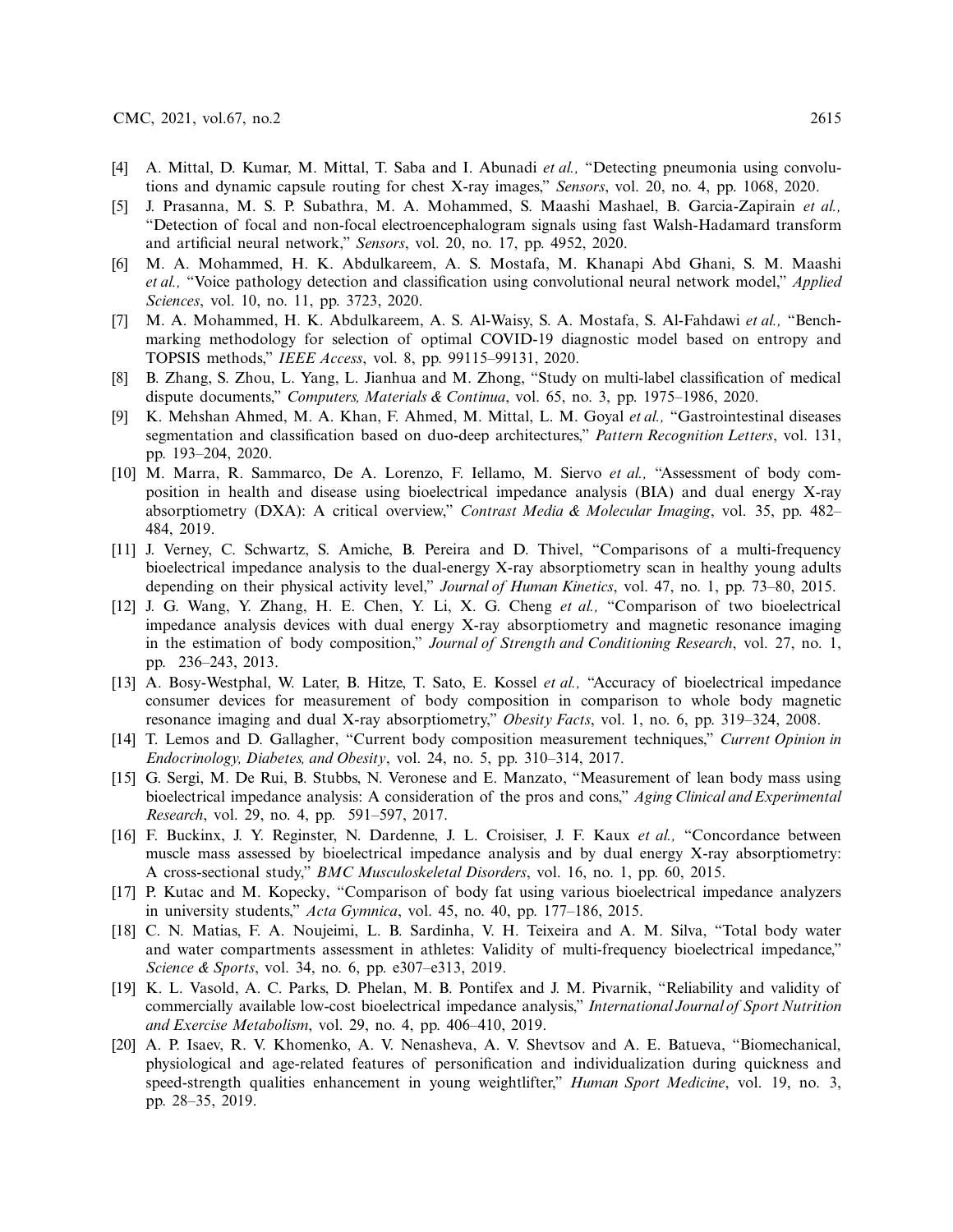[4] A. Mittal, D. Kumar, M. Mittal, T. Saba and I. Abunadi *et al.,* "Detecting pneumonia using convolutions and dynamic capsule routing for chest X-ray images," *Sensors*, vol. 20, no. 4, pp. 1068, 2020.

[5] J. Prasanna, M. S. P. Subathra, M. A. Mohammed, S. Maashi Mashael, B. Garcia-Zapirain *et al.,* "Detection of focal and non-focal electroencephalogram signals using fast Walsh-Hadamard transform and artificial neural network," *Sensors*, vol. 20, no. 17, pp. 4952, 2020.

[6] M. A. Mohammed, H. K. Abdulkareem, A. S. Mostafa, M. Khanapi Abd Ghani, S. M. Maashi *et al.,* "Voice pathology detection and classification using convolutional neural network model," *Applied Sciences*, vol. 10, no. 11, pp. 3723, 2020.

[7] M. A. Mohammed, H. K. Abdulkareem, A. S. Al-Waisy, S. A. Mostafa, S. Al-Fahdawi *et al.,* "Benchmarking methodology for selection of optimal COVID-19 diagnostic model based on entropy and TOPSIS methods," *IEEE Access*, vol. 8, pp. 99115–99131, 2020.

[8] B. Zhang, S. Zhou, L. Yang, L. Jianhua and M. Zhong, "Study on multi-label classification of medical dispute documents," *Computers, Materials & Continua*, vol. 65, no. 3, pp. 1975–1986, 2020.

[9] K. Mehshan Ahmed, M. A. Khan, F. Ahmed, M. Mittal, L. M. Goyal *et al.,* "Gastrointestinal diseases segmentation and classification based on duo-deep architectures," *Pattern Recognition Letters*, vol. 131, pp. 193–204, 2020.

[10] M. Marra, R. Sammarco, De A. Lorenzo, F. Iellamo, M. Siervo *et al.,* "Assessment of body composition in health and disease using bioelectrical impedance analysis (BIA) and dual energy X-ray absorptiometry (DXA): A critical overview," *Contrast Media & Molecular Imaging*, vol. 35, pp. 482–484, 2019.

[11] J. Verney, C. Schwartz, S. Amiche, B. Pereira and D. Thivel, "Comparisons of a multi-frequency bioelectrical impedance analysis to the dual-energy X-ray absorptiometry scan in healthy young adults depending on their physical activity level," *Journal of Human Kinetics*, vol. 47, no. 1, pp. 73–80, 2015.

[12] J. G. Wang, Y. Zhang, H. E. Chen, Y. Li, X. G. Cheng *et al.,* "Comparison of two bioelectrical impedance analysis devices with dual energy X-ray absorptiometry and magnetic resonance imaging in the estimation of body composition," *Journal of Strength and Conditioning Research*, vol. 27, no. 1, pp. 236–243, 2013.

[13] A. Bosy-Westphal, W. Later, B. Hitze, T. Sato, E. Kossel *et al.,* "Accuracy of bioelectrical impedance consumer devices for measurement of body composition in comparison to whole body magnetic resonance imaging and dual X-ray absorptiometry," *Obesity Facts*, vol. 1, no. 6, pp. 319–324, 2008.

[14] T. Lemos and D. Gallagher, "Current body composition measurement techniques," *Current Opinion in Endocrinology, Diabetes, and Obesity*, vol. 24, no. 5, pp. 310–314, 2017.

[15] G. Sergi, M. De Rui, B. Stubbs, N. Veronese and E. Manzato, "Measurement of lean body mass using bioelectrical impedance analysis: A consideration of the pros and cons," *Aging Clinical and Experimental Research*, vol. 29, no. 4, pp. 591–597, 2017.

[16] F. Buckinx, J. Y. Reginster, N. Dardenne, J. L. Croisiser, J. F. Kaux *et al.,* "Concordance between muscle mass assessed by bioelectrical impedance analysis and by dual energy X-ray absorptiometry: A cross-sectional study," *BMC Musculoskeletal Disorders*, vol. 16, no. 1, pp. 60, 2015.

[17] P. Kutac and M. Kopecky, "Comparison of body fat using various bioelectrical impedance analyzers in university students," *Acta Gymnica*, vol. 45, no. 40, pp. 177–186, 2015.

[18] C. N. Matias, F. A. Noujeimi, L. B. Sardinha, V. H. Teixeira and A. M. Silva, "Total body water and water compartments assessment in athletes: Validity of multi-frequency bioelectrical impedance," *Science & Sports*, vol. 34, no. 6, pp. e307–e313, 2019.

[19] K. L. Vasold, A. C. Parks, D. Phelan, M. B. Pontifex and J. M. Pivarnik, "Reliability and validity of commercially available low-cost bioelectrical impedance analysis," *International Journal of Sport Nutrition and Exercise Metabolism*, vol. 29, no. 4, pp. 406–410, 2019.

[20] A. P. Isaev, R. V. Khomenko, A. V. Nenasheva, A. V. Shevtsov and A. E. Batueva, "Biomechanical, physiological and age-related features of personification and individualization during quickness and speed-strength qualities enhancement in young weightlifter," *Human Sport Medicine*, vol. 19, no. 3, pp. 28–35, 2019.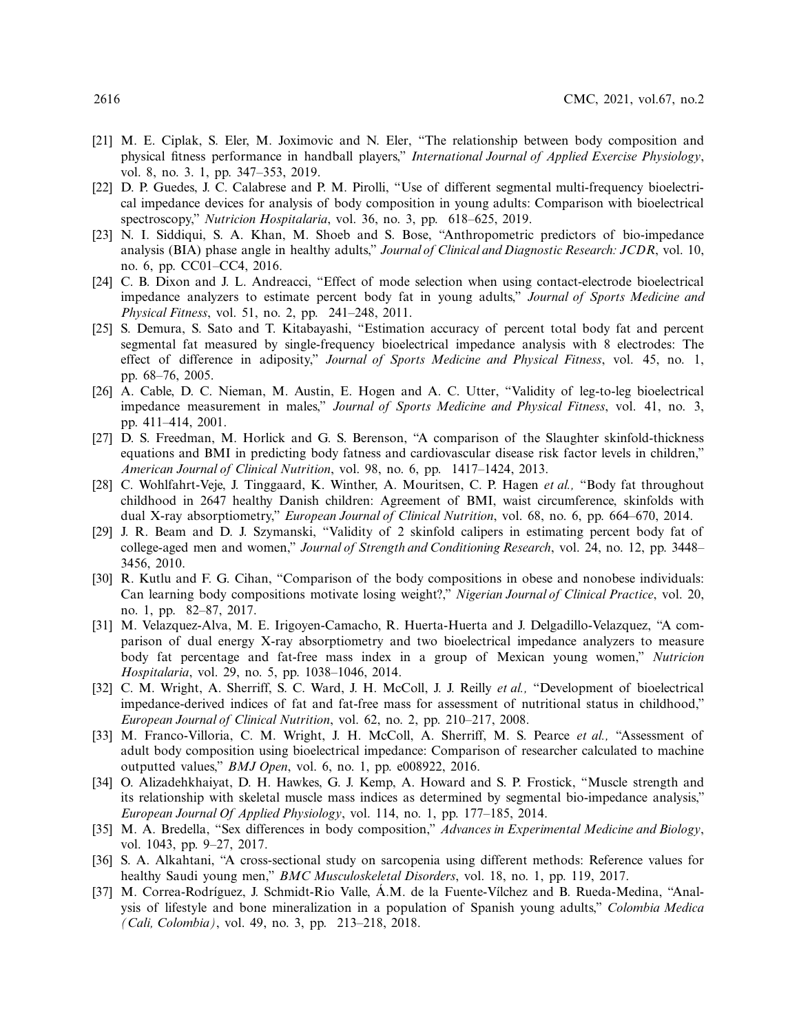[21] M. E. Ciplak, S. Eler, M. Joximovic and N. Eler, "The relationship between body composition and physical fitness performance in handball players," *International Journal of Applied Exercise Physiology*, vol. 8, no. 3. 1, pp. 347–353, 2019.

[22] D. P. Guedes, J. C. Calabrese and P. M. Pirolli, "Use of different segmental multi-frequency bioelectrical impedance devices for analysis of body composition in young adults: Comparison with bioelectrical spectroscopy," *Nutricion Hospitalaria*, vol. 36, no. 3, pp. 618–625, 2019.

[23] N. I. Siddiqui, S. A. Khan, M. Shoeb and S. Bose, "Anthropometric predictors of bio-impedance analysis (BIA) phase angle in healthy adults," *Journal of Clinical and Diagnostic Research: JCDR*, vol. 10, no. 6, pp. CC01–CC4, 2016.

[24] C. B. Dixon and J. L. Andreacci, "Effect of mode selection when using contact-electrode bioelectrical impedance analyzers to estimate percent body fat in young adults," *Journal of Sports Medicine and Physical Fitness*, vol. 51, no. 2, pp. 241–248, 2011.

[25] S. Demura, S. Sato and T. Kitabayashi, "Estimation accuracy of percent total body fat and percent segmental fat measured by single-frequency bioelectrical impedance analysis with 8 electrodes: The effect of difference in adiposity," *Journal of Sports Medicine and Physical Fitness*, vol. 45, no. 1, pp. 68–76, 2005.

[26] A. Cable, D. C. Nieman, M. Austin, E. Hogen and A. C. Utter, "Validity of leg-to-leg bioelectrical impedance measurement in males," *Journal of Sports Medicine and Physical Fitness*, vol. 41, no. 3, pp. 411–414, 2001.

[27] D. S. Freedman, M. Horlick and G. S. Berenson, "A comparison of the Slaughter skinfold-thickness equations and BMI in predicting body fatness and cardiovascular disease risk factor levels in children," *American Journal of Clinical Nutrition*, vol. 98, no. 6, pp. 1417–1424, 2013.

[28] C. Wohlfahrt-Veje, J. Tinggaard, K. Winther, A. Mouritsen, C. P. Hagen *et al.,* "Body fat throughout childhood in 2647 healthy Danish children: Agreement of BMI, waist circumference, skinfolds with dual X-ray absorptiometry," *European Journal of Clinical Nutrition*, vol. 68, no. 6, pp. 664–670, 2014.

[29] J. R. Beam and D. J. Szymanski, "Validity of 2 skinfold calipers in estimating percent body fat of college-aged men and women," *Journal of Strength and Conditioning Research*, vol. 24, no. 12, pp. 3448–3456, 2010.

[30] R. Kutlu and F. G. Cihan, "Comparison of the body compositions in obese and nonobese individuals: Can learning body compositions motivate losing weight?," *Nigerian Journal of Clinical Practice*, vol. 20, no. 1, pp. 82–87, 2017.

[31] M. Velazquez-Alva, M. E. Irigoyen-Camacho, R. Huerta-Huerta and J. Delgadillo-Velazquez, "A comparison of dual energy X-ray absorptiometry and two bioelectrical impedance analyzers to measure body fat percentage and fat-free mass index in a group of Mexican young women," *Nutricion Hospitalaria*, vol. 29, no. 5, pp. 1038–1046, 2014.

[32] C. M. Wright, A. Sherriff, S. C. Ward, J. H. McColl, J. J. Reilly *et al.,* "Development of bioelectrical impedance-derived indices of fat and fat-free mass for assessment of nutritional status in childhood," *European Journal of Clinical Nutrition*, vol. 62, no. 2, pp. 210–217, 2008.

[33] M. Franco-Villoria, C. M. Wright, J. H. McColl, A. Sherriff, M. S. Pearce *et al.,* "Assessment of adult body composition using bioelectrical impedance: Comparison of researcher calculated to machine outputted values," *BMJ Open*, vol. 6, no. 1, pp. e008922, 2016.

[34] O. Alizadehkhaiyat, D. H. Hawkes, G. J. Kemp, A. Howard and S. P. Frostick, "Muscle strength and its relationship with skeletal muscle mass indices as determined by segmental bio-impedance analysis," *European Journal Of Applied Physiology*, vol. 114, no. 1, pp. 177–185, 2014.

[35] M. A. Bredella, "Sex differences in body composition," *Advances in Experimental Medicine and Biology*, vol. 1043, pp. 9–27, 2017.

[36] S. A. Alkahtani, "A cross-sectional study on sarcopenia using different methods: Reference values for healthy Saudi young men," *BMC Musculoskeletal Disorders*, vol. 18, no. 1, pp. 119, 2017.

[37] M. Correa-Rodríguez, J. Schmidt-Rio Valle, Á.M. de la Fuente-Vílchez and B. Rueda-Medina, "Analysis of lifestyle and bone mineralization in a population of Spanish young adults," *Colombia Medica (Cali, Colombia)*, vol. 49, no. 3, pp. 213–218, 2018.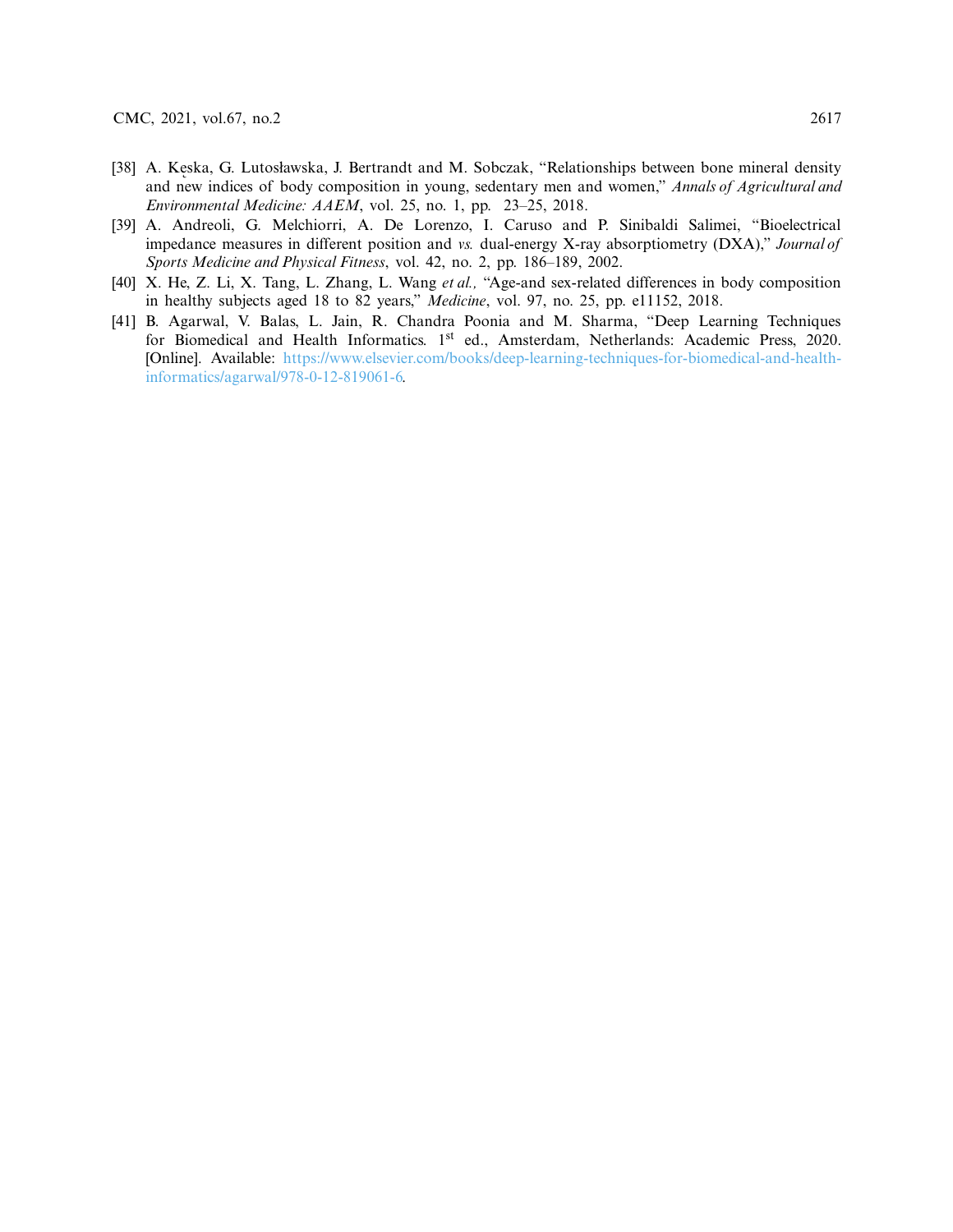[38] A. Kęska, G. Lutosławska, J. Bertrandt and M. Sobczak, "Relationships between bone mineral density and new indices of body composition in young, sedentary men and women," *Annals of Agricultural and Environmental Medicine: AAEM*, vol. 25, no. 1, pp. 23–25, 2018.

[39] A. Andreoli, G. Melchiorri, A. De Lorenzo, I. Caruso and P. Sinibaldi Salimei, "Bioelectrical impedance measures in different position and *vs.* dual-energy X-ray absorptiometry (DXA)," *Journal of Sports Medicine and Physical Fitness*, vol. 42, no. 2, pp. 186–189, 2002.

[40] X. He, Z. Li, X. Tang, L. Zhang, L. Wang *et al.,* "Age-and sex-related differences in body composition in healthy subjects aged 18 to 82 years," *Medicine*, vol. 97, no. 25, pp. e11152, 2018.

[41] B. Agarwal, V. Balas, L. Jain, R. Chandra Poonia and M. Sharma, "Deep Learning Techniques for Biomedical and Health Informatics. 1st ed., Amsterdam, Netherlands: Academic Press, 2020. [Online]. Available: https://www.elsevier.com/books/deep-learning-techniques-for-biomedical-and-health-informatics/agarwal/978-0-12-819061-6.